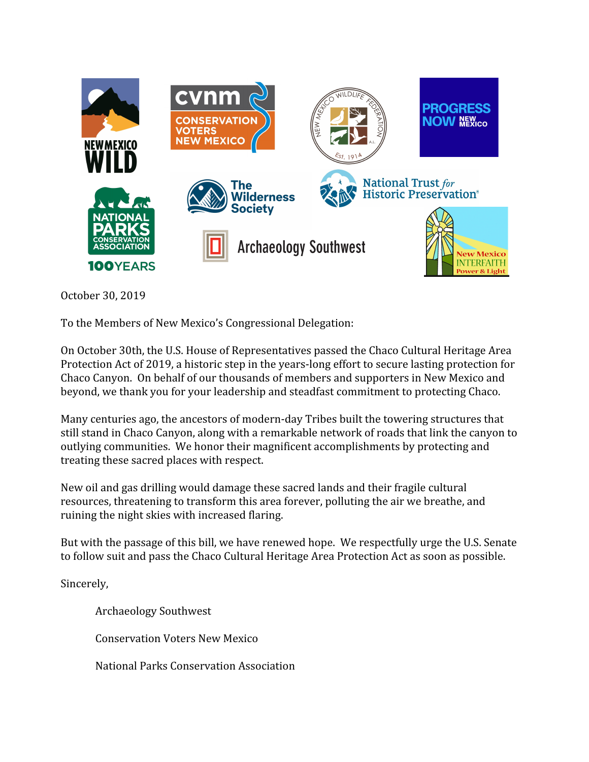October 30, 2019

To the Members of New Mexico's Congressional Delegation:

On October 30th, the U.S. House of Representatives passed the Chaco Cultural Heritage Area Protection Act of 2019, a historic step in the years-long effort to secure lasting protection for Chaco Canyon. On behalf of our thousands of members and supporters in New Mexico and beyond, we thank you for your leadership and steadfast commitment to protecting Chaco.

Many centuries ago, the ancestors of modern-day Tribes built the towering structures that still stand in Chaco Canyon, along with a remarkable network of roads that link the canyon to outlying communities. We honor their magnificent accomplishments by protecting and treating these sacred places with respect.

New oil and gas drilling would damage these sacred lands and their fragile cultural resources, threatening to transform this area forever, polluting the air we breathe, and ruining the night skies with increased flaring.

But with the passage of this bill, we have renewed hope. We respectfully urge the U.S. Senate to follow suit and pass the Chaco Cultural Heritage Area Protection Act as soon as possible.

Sincerely,

Archaeology Southwest

Conservation Voters New Mexico

National Parks Conservation Association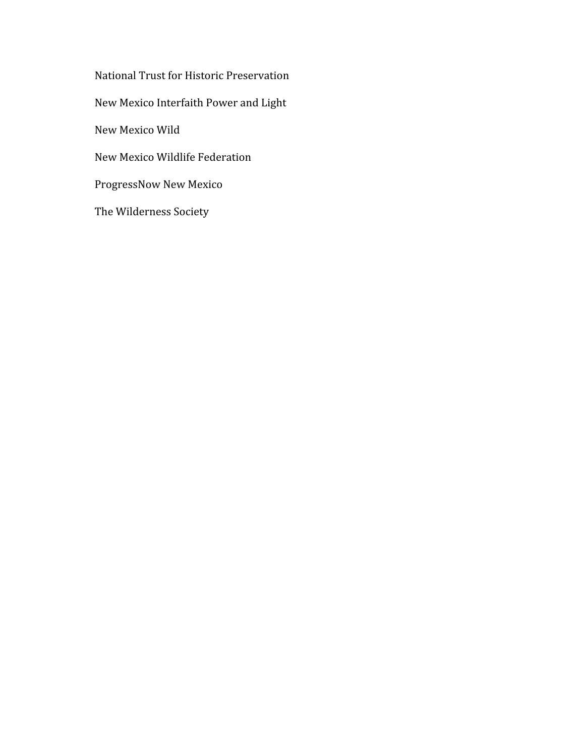National Trust for Historic Preservation

New Mexico Interfaith Power and Light

New Mexico Wild

New Mexico Wildlife Federation

ProgressNow New Mexico

The Wilderness Society